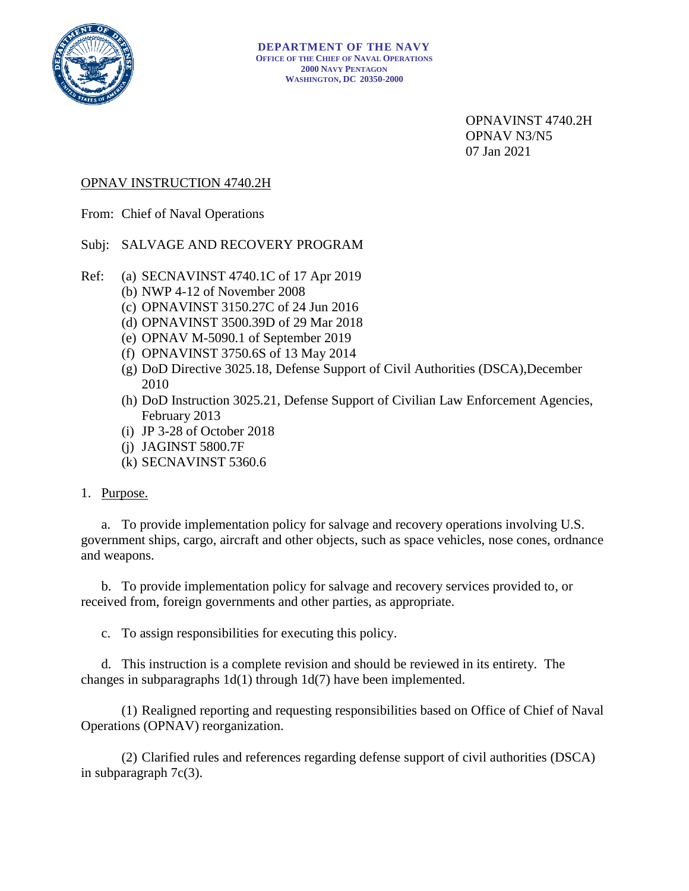**DEPARTMENT OF THE NAVY**
**OFFICE OF THE CHIEF OF NAVAL OPERATIONS**
**2000 NAVY PENTAGON**
**WASHINGTON, DC 20350-2000**

OPNAVINST 4740.2H
OPNAV N3/N5
07 Jan 2021

OPNAV INSTRUCTION 4740.2H

From: Chief of Naval Operations

Subj: SALVAGE AND RECOVERY PROGRAM

Ref: (a) SECNAVINST 4740.1C of 17 Apr 2019
(b) NWP 4-12 of November 2008
(c) OPNAVINST 3150.27C of 24 Jun 2016
(d) OPNAVINST 3500.39D of 29 Mar 2018
(e) OPNAV M-5090.1 of September 2019
(f) OPNAVINST 3750.6S of 13 May 2014
(g) DoD Directive 3025.18, Defense Support of Civil Authorities (DSCA),December 2010
(h) DoD Instruction 3025.21, Defense Support of Civilian Law Enforcement Agencies, February 2013
(i) JP 3-28 of October 2018
(j) JAGINST 5800.7F
(k) SECNAVINST 5360.6

1. Purpose.

a. To provide implementation policy for salvage and recovery operations involving U.S. government ships, cargo, aircraft and other objects, such as space vehicles, nose cones, ordnance and weapons.

b. To provide implementation policy for salvage and recovery services provided to, or received from, foreign governments and other parties, as appropriate.

c. To assign responsibilities for executing this policy.

d. This instruction is a complete revision and should be reviewed in its entirety. The changes in subparagraphs 1d(1) through 1d(7) have been implemented.

(1) Realigned reporting and requesting responsibilities based on Office of Chief of Naval Operations (OPNAV) reorganization.

(2) Clarified rules and references regarding defense support of civil authorities (DSCA) in subparagraph 7c(3).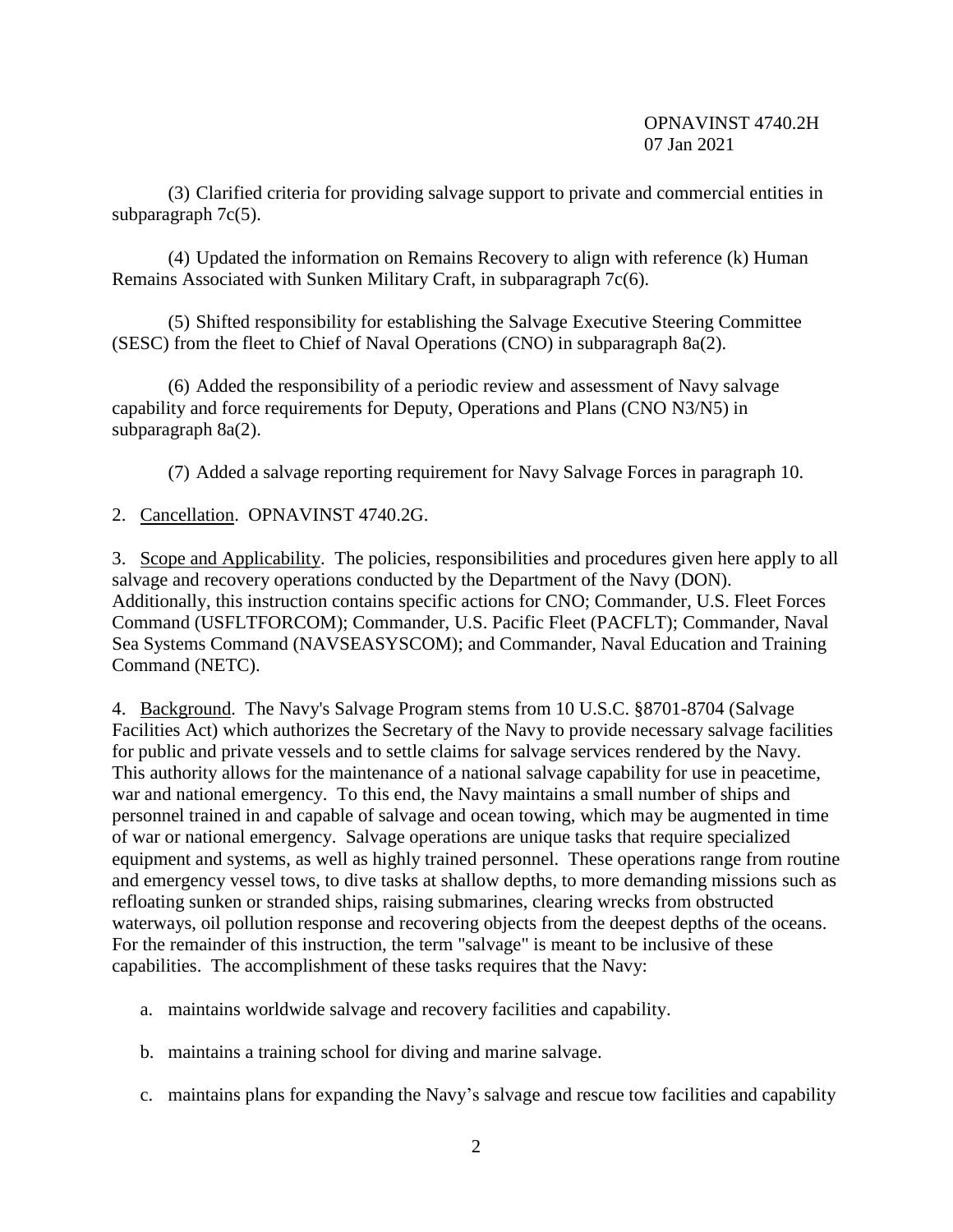(3) Clarified criteria for providing salvage support to private and commercial entities in subparagraph 7c(5).

(4) Updated the information on Remains Recovery to align with reference (k) Human Remains Associated with Sunken Military Craft, in subparagraph 7c(6).

(5) Shifted responsibility for establishing the Salvage Executive Steering Committee (SESC) from the fleet to Chief of Naval Operations (CNO) in subparagraph 8a(2).

(6) Added the responsibility of a periodic review and assessment of Navy salvage capability and force requirements for Deputy, Operations and Plans (CNO N3/N5) in subparagraph 8a(2).

(7) Added a salvage reporting requirement for Navy Salvage Forces in paragraph 10.

2. Cancellation. OPNAVINST 4740.2G.

3. Scope and Applicability. The policies, responsibilities and procedures given here apply to all salvage and recovery operations conducted by the Department of the Navy (DON). Additionally, this instruction contains specific actions for CNO; Commander, U.S. Fleet Forces Command (USFLTFORCOM); Commander, U.S. Pacific Fleet (PACFLT); Commander, Naval Sea Systems Command (NAVSEASYSCOM); and Commander, Naval Education and Training Command (NETC).

4. Background. The Navy's Salvage Program stems from 10 U.S.C. §8701-8704 (Salvage Facilities Act) which authorizes the Secretary of the Navy to provide necessary salvage facilities for public and private vessels and to settle claims for salvage services rendered by the Navy. This authority allows for the maintenance of a national salvage capability for use in peacetime, war and national emergency. To this end, the Navy maintains a small number of ships and personnel trained in and capable of salvage and ocean towing, which may be augmented in time of war or national emergency. Salvage operations are unique tasks that require specialized equipment and systems, as well as highly trained personnel. These operations range from routine and emergency vessel tows, to dive tasks at shallow depths, to more demanding missions such as refloating sunken or stranded ships, raising submarines, clearing wrecks from obstructed waterways, oil pollution response and recovering objects from the deepest depths of the oceans. For the remainder of this instruction, the term "salvage" is meant to be inclusive of these capabilities. The accomplishment of these tasks requires that the Navy:

a. maintains worldwide salvage and recovery facilities and capability.

b. maintains a training school for diving and marine salvage.

c. maintains plans for expanding the Navy's salvage and rescue tow facilities and capability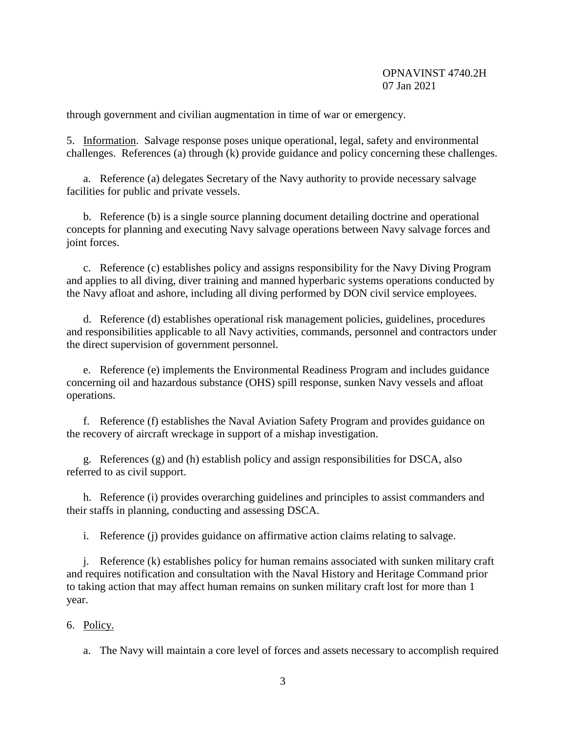through government and civilian augmentation in time of war or emergency.

5. Information. Salvage response poses unique operational, legal, safety and environmental challenges. References (a) through (k) provide guidance and policy concerning these challenges.

a. Reference (a) delegates Secretary of the Navy authority to provide necessary salvage facilities for public and private vessels.

b. Reference (b) is a single source planning document detailing doctrine and operational concepts for planning and executing Navy salvage operations between Navy salvage forces and joint forces.

c. Reference (c) establishes policy and assigns responsibility for the Navy Diving Program and applies to all diving, diver training and manned hyperbaric systems operations conducted by the Navy afloat and ashore, including all diving performed by DON civil service employees.

d. Reference (d) establishes operational risk management policies, guidelines, procedures and responsibilities applicable to all Navy activities, commands, personnel and contractors under the direct supervision of government personnel.

e. Reference (e) implements the Environmental Readiness Program and includes guidance concerning oil and hazardous substance (OHS) spill response, sunken Navy vessels and afloat operations.

f. Reference (f) establishes the Naval Aviation Safety Program and provides guidance on the recovery of aircraft wreckage in support of a mishap investigation.

g. References (g) and (h) establish policy and assign responsibilities for DSCA, also referred to as civil support.

h. Reference (i) provides overarching guidelines and principles to assist commanders and their staffs in planning, conducting and assessing DSCA.

i. Reference (j) provides guidance on affirmative action claims relating to salvage.

j. Reference (k) establishes policy for human remains associated with sunken military craft and requires notification and consultation with the Naval History and Heritage Command prior to taking action that may affect human remains on sunken military craft lost for more than 1 year.

6. Policy.

a. The Navy will maintain a core level of forces and assets necessary to accomplish required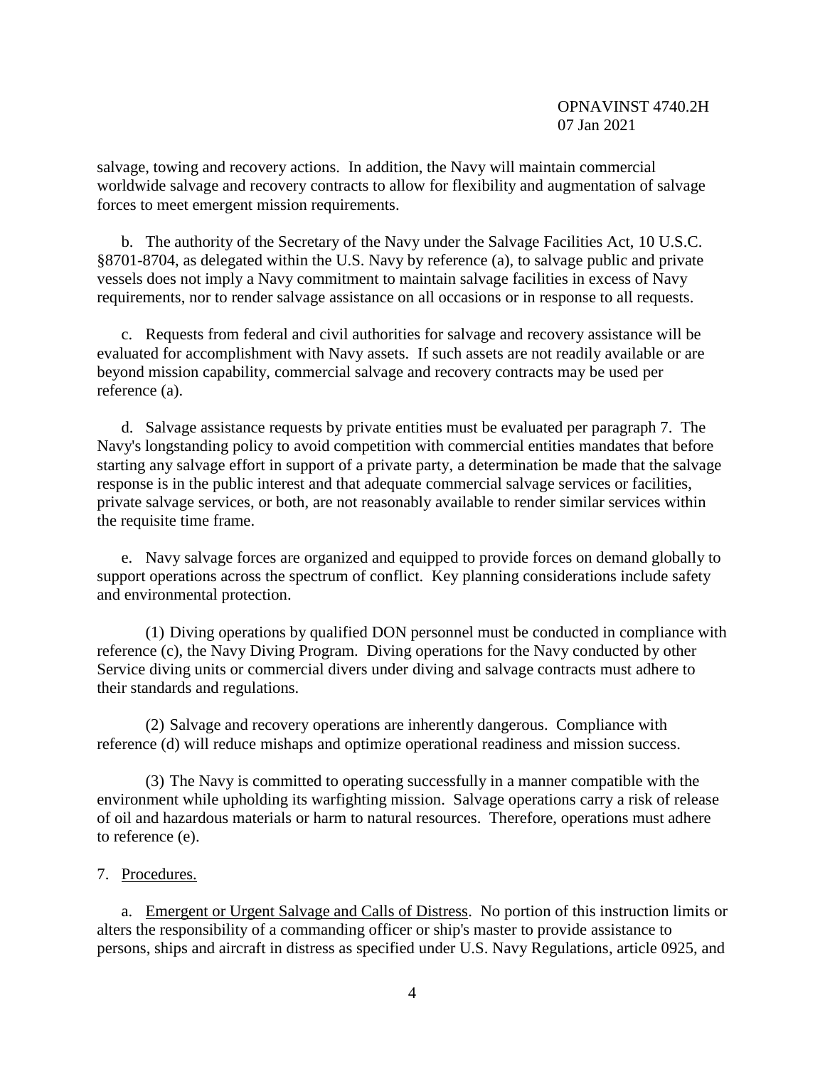salvage, towing and recovery actions. In addition, the Navy will maintain commercial worldwide salvage and recovery contracts to allow for flexibility and augmentation of salvage forces to meet emergent mission requirements.

b. The authority of the Secretary of the Navy under the Salvage Facilities Act, 10 U.S.C. §8701-8704, as delegated within the U.S. Navy by reference (a), to salvage public and private vessels does not imply a Navy commitment to maintain salvage facilities in excess of Navy requirements, nor to render salvage assistance on all occasions or in response to all requests.

c. Requests from federal and civil authorities for salvage and recovery assistance will be evaluated for accomplishment with Navy assets. If such assets are not readily available or are beyond mission capability, commercial salvage and recovery contracts may be used per reference (a).

d. Salvage assistance requests by private entities must be evaluated per paragraph 7. The Navy's longstanding policy to avoid competition with commercial entities mandates that before starting any salvage effort in support of a private party, a determination be made that the salvage response is in the public interest and that adequate commercial salvage services or facilities, private salvage services, or both, are not reasonably available to render similar services within the requisite time frame.

e. Navy salvage forces are organized and equipped to provide forces on demand globally to support operations across the spectrum of conflict. Key planning considerations include safety and environmental protection.

(1) Diving operations by qualified DON personnel must be conducted in compliance with reference (c), the Navy Diving Program. Diving operations for the Navy conducted by other Service diving units or commercial divers under diving and salvage contracts must adhere to their standards and regulations.

(2) Salvage and recovery operations are inherently dangerous. Compliance with reference (d) will reduce mishaps and optimize operational readiness and mission success.

(3) The Navy is committed to operating successfully in a manner compatible with the environment while upholding its warfighting mission. Salvage operations carry a risk of release of oil and hazardous materials or harm to natural resources. Therefore, operations must adhere to reference (e).

7. Procedures.

a. Emergent or Urgent Salvage and Calls of Distress. No portion of this instruction limits or alters the responsibility of a commanding officer or ship's master to provide assistance to persons, ships and aircraft in distress as specified under U.S. Navy Regulations, article 0925, and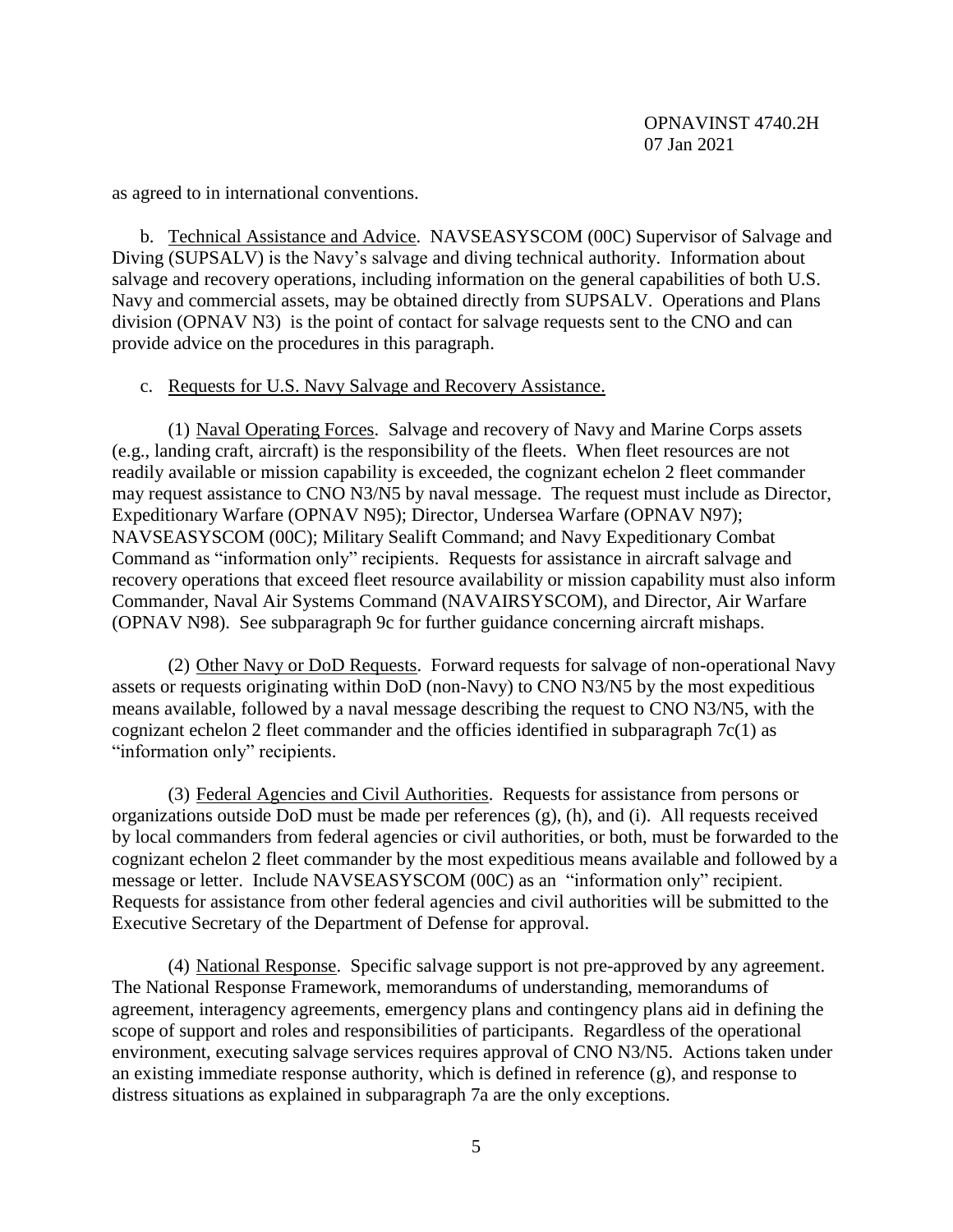as agreed to in international conventions.

b. Technical Assistance and Advice. NAVSEASYSCOM (00C) Supervisor of Salvage and Diving (SUPSALV) is the Navy's salvage and diving technical authority. Information about salvage and recovery operations, including information on the general capabilities of both U.S. Navy and commercial assets, may be obtained directly from SUPSALV. Operations and Plans division (OPNAV N3) is the point of contact for salvage requests sent to the CNO and can provide advice on the procedures in this paragraph.

c. Requests for U.S. Navy Salvage and Recovery Assistance.

(1) Naval Operating Forces. Salvage and recovery of Navy and Marine Corps assets (e.g., landing craft, aircraft) is the responsibility of the fleets. When fleet resources are not readily available or mission capability is exceeded, the cognizant echelon 2 fleet commander may request assistance to CNO N3/N5 by naval message. The request must include as Director, Expeditionary Warfare (OPNAV N95); Director, Undersea Warfare (OPNAV N97); NAVSEASYSCOM (00C); Military Sealift Command; and Navy Expeditionary Combat Command as "information only" recipients. Requests for assistance in aircraft salvage and recovery operations that exceed fleet resource availability or mission capability must also inform Commander, Naval Air Systems Command (NAVAIRSYSCOM), and Director, Air Warfare (OPNAV N98). See subparagraph 9c for further guidance concerning aircraft mishaps.

(2) Other Navy or DoD Requests. Forward requests for salvage of non-operational Navy assets or requests originating within DoD (non-Navy) to CNO N3/N5 by the most expeditious means available, followed by a naval message describing the request to CNO N3/N5, with the cognizant echelon 2 fleet commander and the officies identified in subparagraph 7c(1) as "information only" recipients.

(3) Federal Agencies and Civil Authorities. Requests for assistance from persons or organizations outside DoD must be made per references (g), (h), and (i). All requests received by local commanders from federal agencies or civil authorities, or both, must be forwarded to the cognizant echelon 2 fleet commander by the most expeditious means available and followed by a message or letter. Include NAVSEASYSCOM (00C) as an "information only" recipient. Requests for assistance from other federal agencies and civil authorities will be submitted to the Executive Secretary of the Department of Defense for approval.

(4) National Response. Specific salvage support is not pre-approved by any agreement. The National Response Framework, memorandums of understanding, memorandums of agreement, interagency agreements, emergency plans and contingency plans aid in defining the scope of support and roles and responsibilities of participants. Regardless of the operational environment, executing salvage services requires approval of CNO N3/N5. Actions taken under an existing immediate response authority, which is defined in reference (g), and response to distress situations as explained in subparagraph 7a are the only exceptions.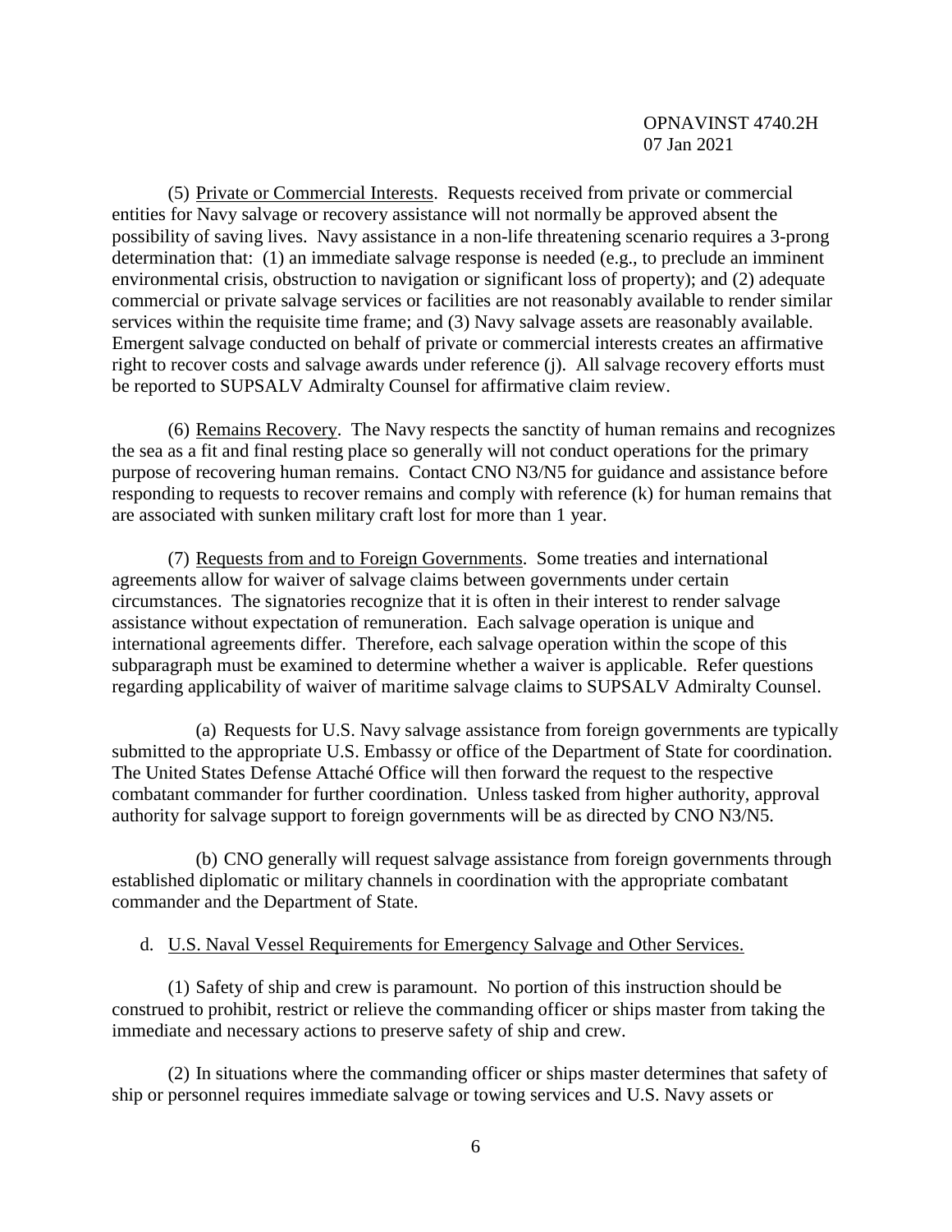(5) Private or Commercial Interests. Requests received from private or commercial entities for Navy salvage or recovery assistance will not normally be approved absent the possibility of saving lives. Navy assistance in a non-life threatening scenario requires a 3-prong determination that: (1) an immediate salvage response is needed (e.g., to preclude an imminent environmental crisis, obstruction to navigation or significant loss of property); and (2) adequate commercial or private salvage services or facilities are not reasonably available to render similar services within the requisite time frame; and (3) Navy salvage assets are reasonably available. Emergent salvage conducted on behalf of private or commercial interests creates an affirmative right to recover costs and salvage awards under reference (j). All salvage recovery efforts must be reported to SUPSALV Admiralty Counsel for affirmative claim review.

(6) Remains Recovery. The Navy respects the sanctity of human remains and recognizes the sea as a fit and final resting place so generally will not conduct operations for the primary purpose of recovering human remains. Contact CNO N3/N5 for guidance and assistance before responding to requests to recover remains and comply with reference (k) for human remains that are associated with sunken military craft lost for more than 1 year.

(7) Requests from and to Foreign Governments. Some treaties and international agreements allow for waiver of salvage claims between governments under certain circumstances. The signatories recognize that it is often in their interest to render salvage assistance without expectation of remuneration. Each salvage operation is unique and international agreements differ. Therefore, each salvage operation within the scope of this subparagraph must be examined to determine whether a waiver is applicable. Refer questions regarding applicability of waiver of maritime salvage claims to SUPSALV Admiralty Counsel.

(a) Requests for U.S. Navy salvage assistance from foreign governments are typically submitted to the appropriate U.S. Embassy or office of the Department of State for coordination. The United States Defense Attaché Office will then forward the request to the respective combatant commander for further coordination. Unless tasked from higher authority, approval authority for salvage support to foreign governments will be as directed by CNO N3/N5.

(b) CNO generally will request salvage assistance from foreign governments through established diplomatic or military channels in coordination with the appropriate combatant commander and the Department of State.

d. U.S. Naval Vessel Requirements for Emergency Salvage and Other Services.

(1) Safety of ship and crew is paramount. No portion of this instruction should be construed to prohibit, restrict or relieve the commanding officer or ships master from taking the immediate and necessary actions to preserve safety of ship and crew.

(2) In situations where the commanding officer or ships master determines that safety of ship or personnel requires immediate salvage or towing services and U.S. Navy assets or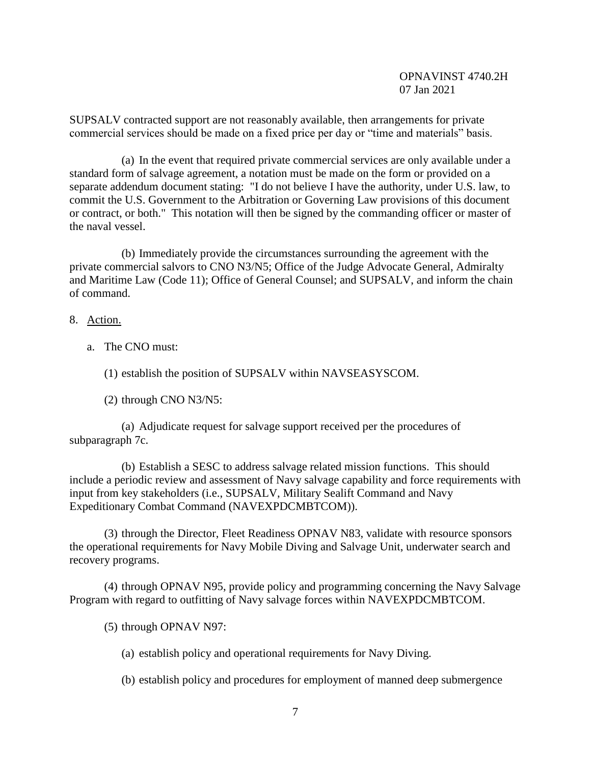SUPSALV contracted support are not reasonably available, then arrangements for private commercial services should be made on a fixed price per day or "time and materials" basis.

(a) In the event that required private commercial services are only available under a standard form of salvage agreement, a notation must be made on the form or provided on a separate addendum document stating: "I do not believe I have the authority, under U.S. law, to commit the U.S. Government to the Arbitration or Governing Law provisions of this document or contract, or both." This notation will then be signed by the commanding officer or master of the naval vessel.

(b) Immediately provide the circumstances surrounding the agreement with the private commercial salvors to CNO N3/N5; Office of the Judge Advocate General, Admiralty and Maritime Law (Code 11); Office of General Counsel; and SUPSALV, and inform the chain of command.

8. Action.

a. The CNO must:

(1) establish the position of SUPSALV within NAVSEASYSCOM.

(2) through CNO N3/N5:

(a) Adjudicate request for salvage support received per the procedures of subparagraph 7c.

(b) Establish a SESC to address salvage related mission functions. This should include a periodic review and assessment of Navy salvage capability and force requirements with input from key stakeholders (i.e., SUPSALV, Military Sealift Command and Navy Expeditionary Combat Command (NAVEXPDCMBTCOM)).

(3) through the Director, Fleet Readiness OPNAV N83, validate with resource sponsors the operational requirements for Navy Mobile Diving and Salvage Unit, underwater search and recovery programs.

(4) through OPNAV N95, provide policy and programming concerning the Navy Salvage Program with regard to outfitting of Navy salvage forces within NAVEXPDCMBTCOM.

(5) through OPNAV N97:

(a) establish policy and operational requirements for Navy Diving.

(b) establish policy and procedures for employment of manned deep submergence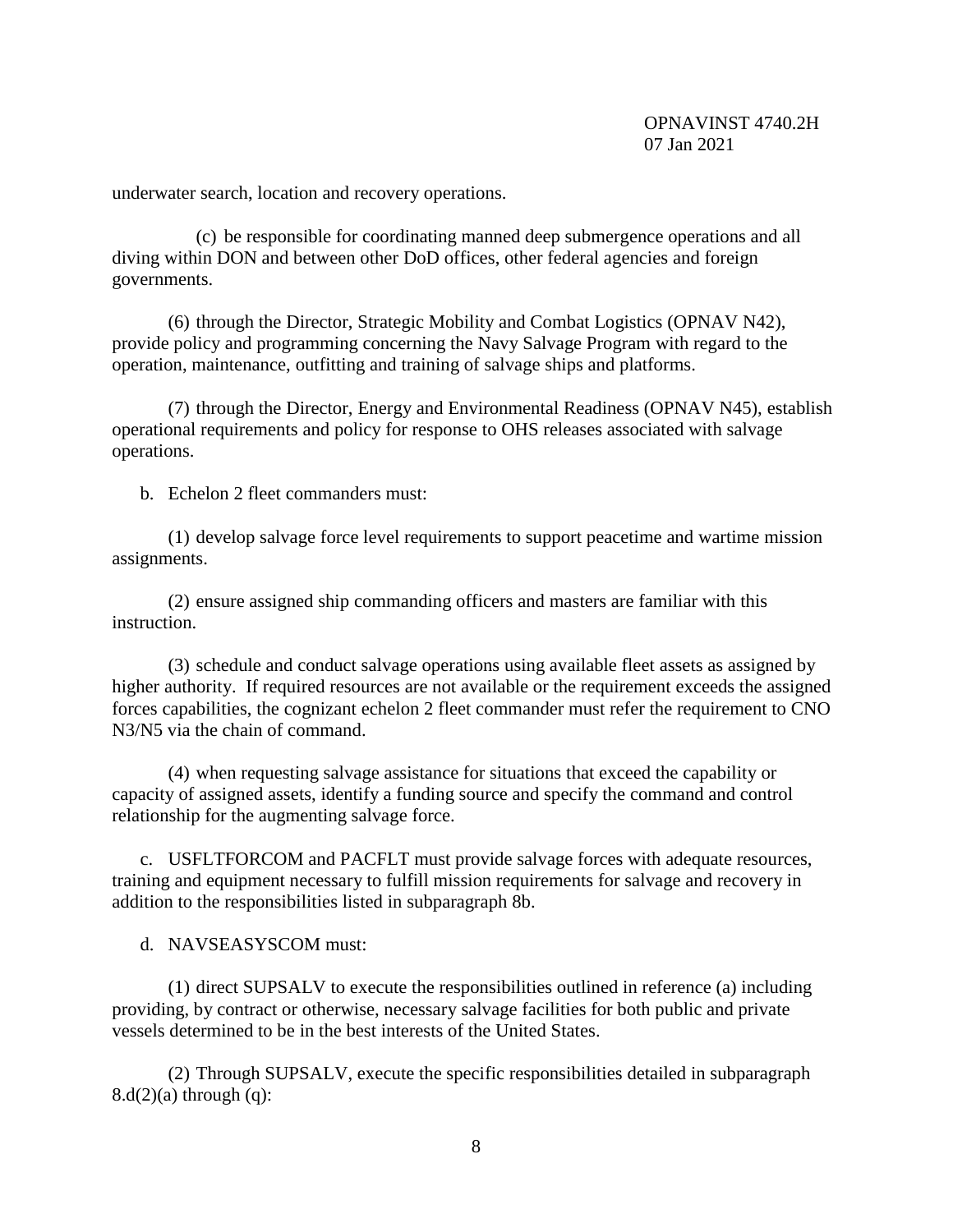underwater search, location and recovery operations.

(c) be responsible for coordinating manned deep submergence operations and all diving within DON and between other DoD offices, other federal agencies and foreign governments.

(6) through the Director, Strategic Mobility and Combat Logistics (OPNAV N42), provide policy and programming concerning the Navy Salvage Program with regard to the operation, maintenance, outfitting and training of salvage ships and platforms.

(7) through the Director, Energy and Environmental Readiness (OPNAV N45), establish operational requirements and policy for response to OHS releases associated with salvage operations.

b. Echelon 2 fleet commanders must:

(1) develop salvage force level requirements to support peacetime and wartime mission assignments.

(2) ensure assigned ship commanding officers and masters are familiar with this instruction.

(3) schedule and conduct salvage operations using available fleet assets as assigned by higher authority. If required resources are not available or the requirement exceeds the assigned forces capabilities, the cognizant echelon 2 fleet commander must refer the requirement to CNO N3/N5 via the chain of command.

(4) when requesting salvage assistance for situations that exceed the capability or capacity of assigned assets, identify a funding source and specify the command and control relationship for the augmenting salvage force.

c. USFLTFORCOM and PACFLT must provide salvage forces with adequate resources, training and equipment necessary to fulfill mission requirements for salvage and recovery in addition to the responsibilities listed in subparagraph 8b.

d. NAVSEASYSCOM must:

(1) direct SUPSALV to execute the responsibilities outlined in reference (a) including providing, by contract or otherwise, necessary salvage facilities for both public and private vessels determined to be in the best interests of the United States.

(2) Through SUPSALV, execute the specific responsibilities detailed in subparagraph 8.d(2)(a) through (q):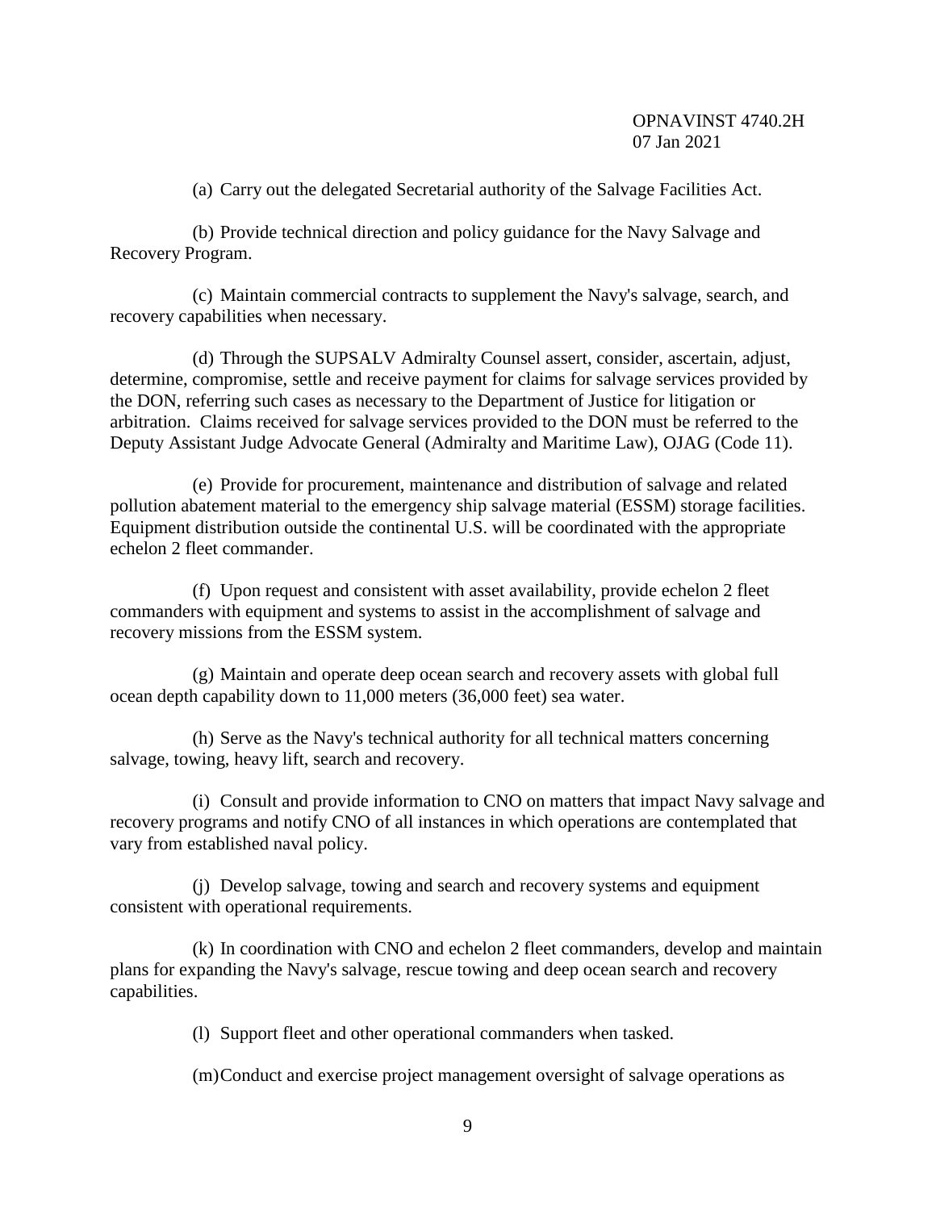(a) Carry out the delegated Secretarial authority of the Salvage Facilities Act.

(b) Provide technical direction and policy guidance for the Navy Salvage and Recovery Program.

(c) Maintain commercial contracts to supplement the Navy's salvage, search, and recovery capabilities when necessary.

(d) Through the SUPSALV Admiralty Counsel assert, consider, ascertain, adjust, determine, compromise, settle and receive payment for claims for salvage services provided by the DON, referring such cases as necessary to the Department of Justice for litigation or arbitration. Claims received for salvage services provided to the DON must be referred to the Deputy Assistant Judge Advocate General (Admiralty and Maritime Law), OJAG (Code 11).

(e) Provide for procurement, maintenance and distribution of salvage and related pollution abatement material to the emergency ship salvage material (ESSM) storage facilities. Equipment distribution outside the continental U.S. will be coordinated with the appropriate echelon 2 fleet commander.

(f) Upon request and consistent with asset availability, provide echelon 2 fleet commanders with equipment and systems to assist in the accomplishment of salvage and recovery missions from the ESSM system.

(g) Maintain and operate deep ocean search and recovery assets with global full ocean depth capability down to 11,000 meters (36,000 feet) sea water.

(h) Serve as the Navy's technical authority for all technical matters concerning salvage, towing, heavy lift, search and recovery.

(i) Consult and provide information to CNO on matters that impact Navy salvage and recovery programs and notify CNO of all instances in which operations are contemplated that vary from established naval policy.

(j) Develop salvage, towing and search and recovery systems and equipment consistent with operational requirements.

(k) In coordination with CNO and echelon 2 fleet commanders, develop and maintain plans for expanding the Navy's salvage, rescue towing and deep ocean search and recovery capabilities.

(l) Support fleet and other operational commanders when tasked.

(m) Conduct and exercise project management oversight of salvage operations as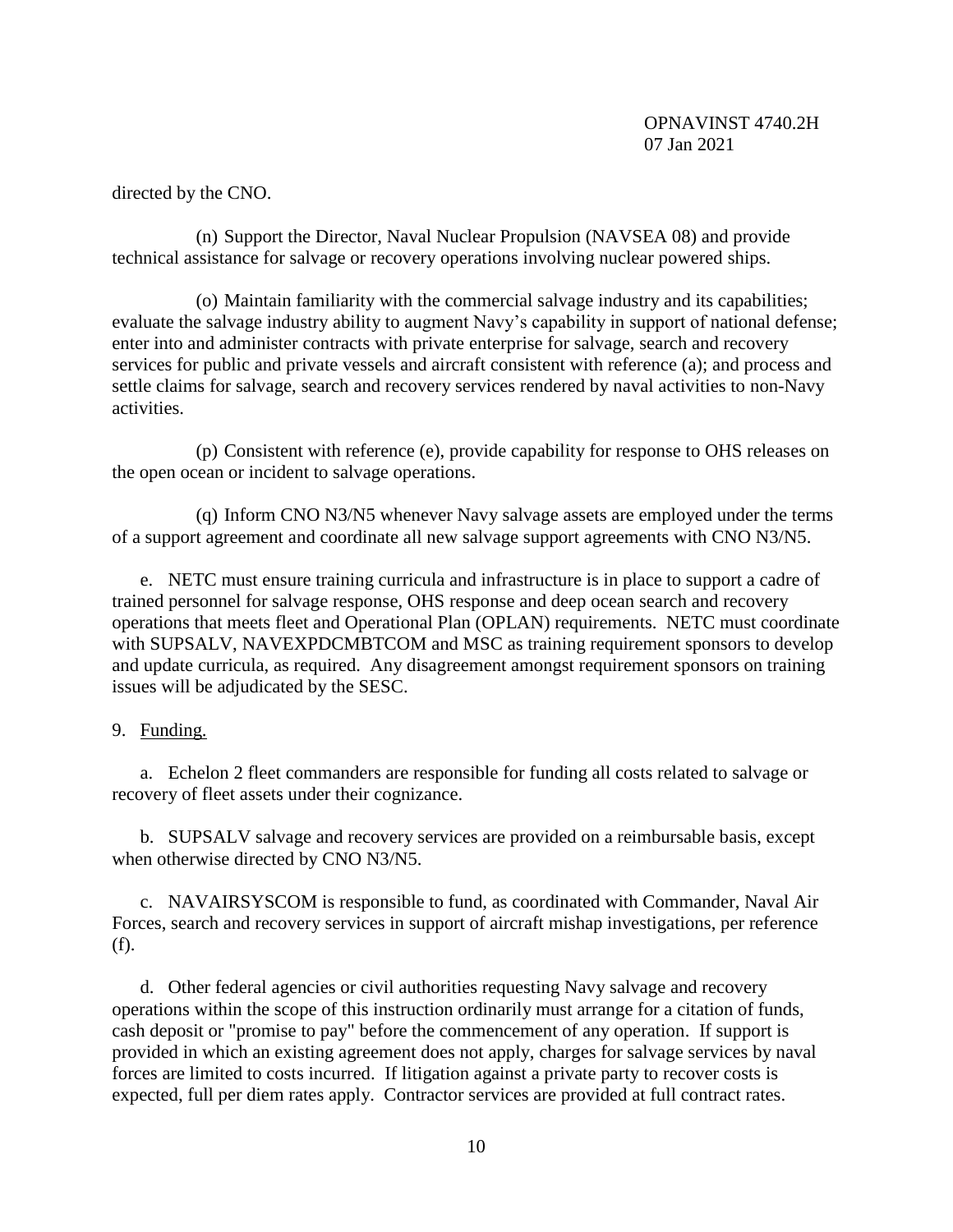directed by the CNO.

(n) Support the Director, Naval Nuclear Propulsion (NAVSEA 08) and provide technical assistance for salvage or recovery operations involving nuclear powered ships.

(o) Maintain familiarity with the commercial salvage industry and its capabilities; evaluate the salvage industry ability to augment Navy's capability in support of national defense; enter into and administer contracts with private enterprise for salvage, search and recovery services for public and private vessels and aircraft consistent with reference (a); and process and settle claims for salvage, search and recovery services rendered by naval activities to non-Navy activities.

(p) Consistent with reference (e), provide capability for response to OHS releases on the open ocean or incident to salvage operations.

(q) Inform CNO N3/N5 whenever Navy salvage assets are employed under the terms of a support agreement and coordinate all new salvage support agreements with CNO N3/N5.

e. NETC must ensure training curricula and infrastructure is in place to support a cadre of trained personnel for salvage response, OHS response and deep ocean search and recovery operations that meets fleet and Operational Plan (OPLAN) requirements. NETC must coordinate with SUPSALV, NAVEXPDCMBTCOM and MSC as training requirement sponsors to develop and update curricula, as required. Any disagreement amongst requirement sponsors on training issues will be adjudicated by the SESC.

9. Funding.

a. Echelon 2 fleet commanders are responsible for funding all costs related to salvage or recovery of fleet assets under their cognizance.

b. SUPSALV salvage and recovery services are provided on a reimbursable basis, except when otherwise directed by CNO N3/N5.

c. NAVAIRSYSCOM is responsible to fund, as coordinated with Commander, Naval Air Forces, search and recovery services in support of aircraft mishap investigations, per reference (f).

d. Other federal agencies or civil authorities requesting Navy salvage and recovery operations within the scope of this instruction ordinarily must arrange for a citation of funds, cash deposit or "promise to pay" before the commencement of any operation. If support is provided in which an existing agreement does not apply, charges for salvage services by naval forces are limited to costs incurred. If litigation against a private party to recover costs is expected, full per diem rates apply. Contractor services are provided at full contract rates.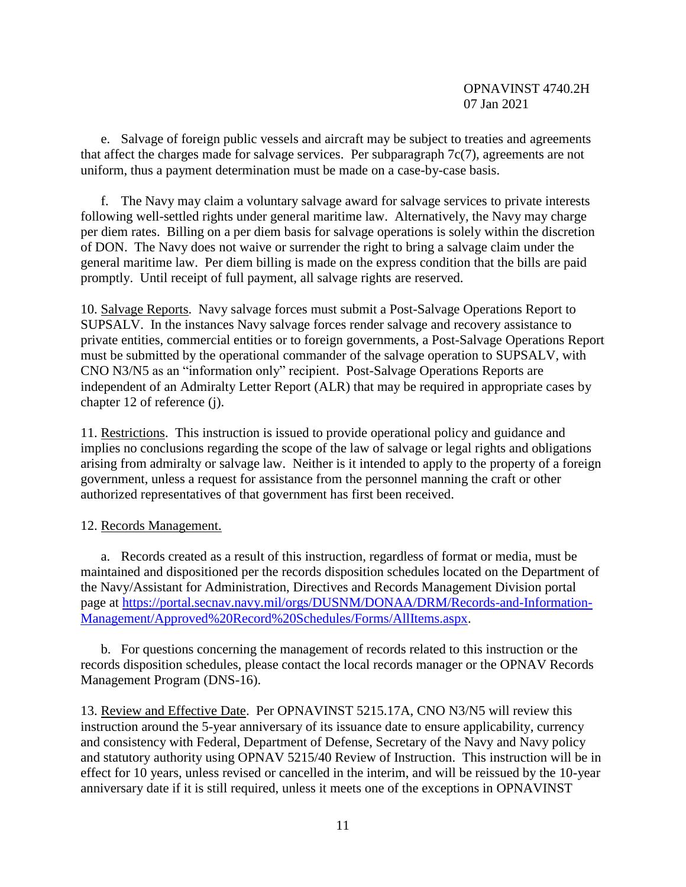e. Salvage of foreign public vessels and aircraft may be subject to treaties and agreements that affect the charges made for salvage services. Per subparagraph 7c(7), agreements are not uniform, thus a payment determination must be made on a case-by-case basis.

f. The Navy may claim a voluntary salvage award for salvage services to private interests following well-settled rights under general maritime law. Alternatively, the Navy may charge per diem rates. Billing on a per diem basis for salvage operations is solely within the discretion of DON. The Navy does not waive or surrender the right to bring a salvage claim under the general maritime law. Per diem billing is made on the express condition that the bills are paid promptly. Until receipt of full payment, all salvage rights are reserved.

10. Salvage Reports. Navy salvage forces must submit a Post-Salvage Operations Report to SUPSALV. In the instances Navy salvage forces render salvage and recovery assistance to private entities, commercial entities or to foreign governments, a Post-Salvage Operations Report must be submitted by the operational commander of the salvage operation to SUPSALV, with CNO N3/N5 as an "information only" recipient. Post-Salvage Operations Reports are independent of an Admiralty Letter Report (ALR) that may be required in appropriate cases by chapter 12 of reference (j).

11. Restrictions. This instruction is issued to provide operational policy and guidance and implies no conclusions regarding the scope of the law of salvage or legal rights and obligations arising from admiralty or salvage law. Neither is it intended to apply to the property of a foreign government, unless a request for assistance from the personnel manning the craft or other authorized representatives of that government has first been received.

12. Records Management.

a. Records created as a result of this instruction, regardless of format or media, must be maintained and dispositioned per the records disposition schedules located on the Department of the Navy/Assistant for Administration, Directives and Records Management Division portal page at https://portal.secnav.navy.mil/orgs/DUSNM/DONAA/DRM/Records-and-Information-Management/Approved%20Record%20Schedules/Forms/AllItems.aspx.

b. For questions concerning the management of records related to this instruction or the records disposition schedules, please contact the local records manager or the OPNAV Records Management Program (DNS-16).

13. Review and Effective Date. Per OPNAVINST 5215.17A, CNO N3/N5 will review this instruction around the 5-year anniversary of its issuance date to ensure applicability, currency and consistency with Federal, Department of Defense, Secretary of the Navy and Navy policy and statutory authority using OPNAV 5215/40 Review of Instruction. This instruction will be in effect for 10 years, unless revised or cancelled in the interim, and will be reissued by the 10-year anniversary date if it is still required, unless it meets one of the exceptions in OPNAVINST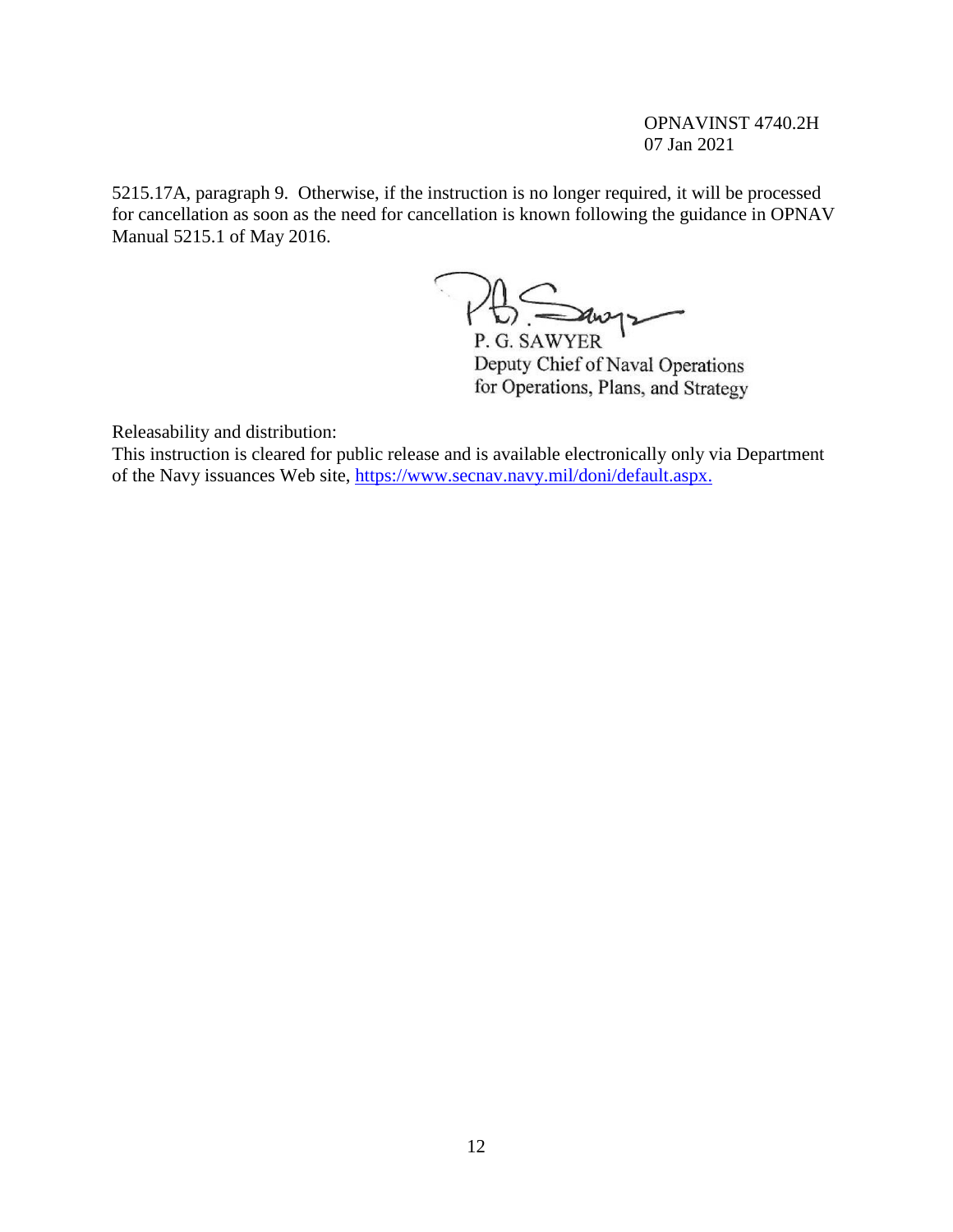5215.17A, paragraph 9. Otherwise, if the instruction is no longer required, it will be processed for cancellation as soon as the need for cancellation is known following the guidance in OPNAV Manual 5215.1 of May 2016.

P. G. SAWYER
Deputy Chief of Naval Operations
for Operations, Plans, and Strategy

Releasability and distribution:
This instruction is cleared for public release and is available electronically only via Department of the Navy issuances Web site, https://www.secnav.navy.mil/doni/default.aspx.